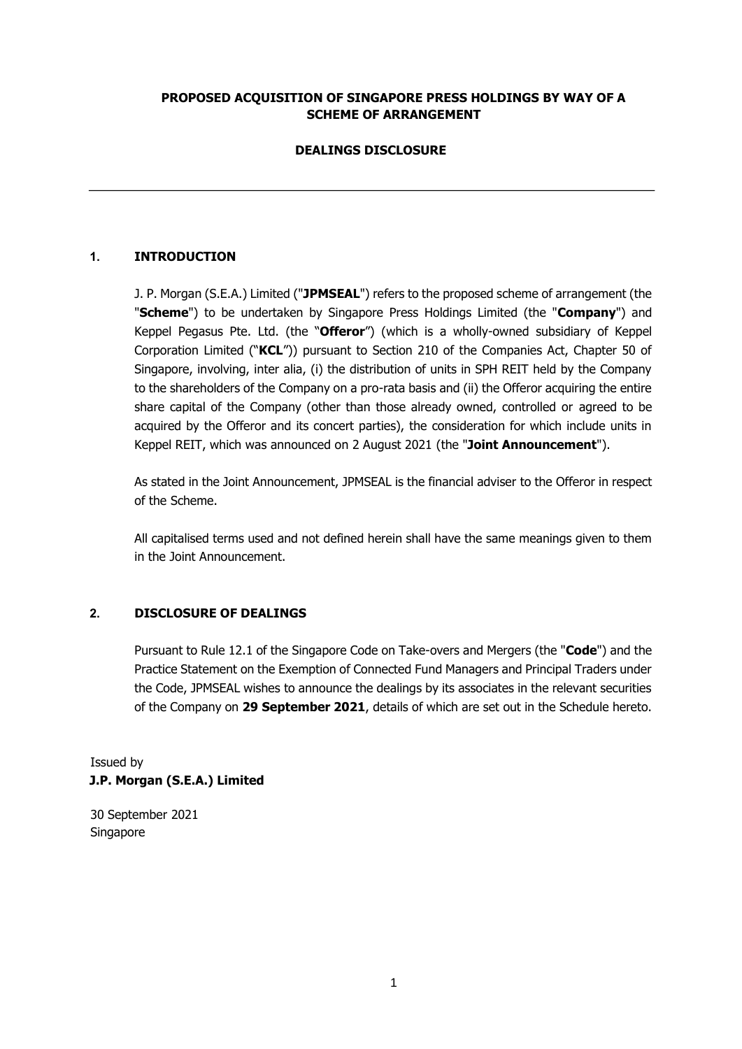**PROPOSED ACQUISITION OF SINGAPORE PRESS HOLDINGS BY WAY OF A SCHEME OF ARRANGEMENT**

**DEALINGS DISCLOSURE**

---

## 1. INTRODUCTION

J. P. Morgan (S.E.A.) Limited ("**JPMSEAL**") refers to the proposed scheme of arrangement (the "**Scheme**") to be undertaken by Singapore Press Holdings Limited (the "**Company**") and Keppel Pegasus Pte. Ltd. (the "**Offeror**") (which is a wholly-owned subsidiary of Keppel Corporation Limited ("**KCL**")) pursuant to Section 210 of the Companies Act, Chapter 50 of Singapore, involving, inter alia, (i) the distribution of units in SPH REIT held by the Company to the shareholders of the Company on a pro-rata basis and (ii) the Offeror acquiring the entire share capital of the Company (other than those already owned, controlled or agreed to be acquired by the Offeror and its concert parties), the consideration for which include units in Keppel REIT, which was announced on 2 August 2021 (the "**Joint Announcement**").

As stated in the Joint Announcement, JPMSEAL is the financial adviser to the Offeror in respect of the Scheme.

All capitalised terms used and not defined herein shall have the same meanings given to them in the Joint Announcement.

## 2. DISCLOSURE OF DEALINGS

Pursuant to Rule 12.1 of the Singapore Code on Take-overs and Mergers (the "**Code**") and the Practice Statement on the Exemption of Connected Fund Managers and Principal Traders under the Code, JPMSEAL wishes to announce the dealings by its associates in the relevant securities of the Company on **29 September 2021**, details of which are set out in the Schedule hereto.

Issued by
**J.P. Morgan (S.E.A.) Limited**

30 September 2021
Singapore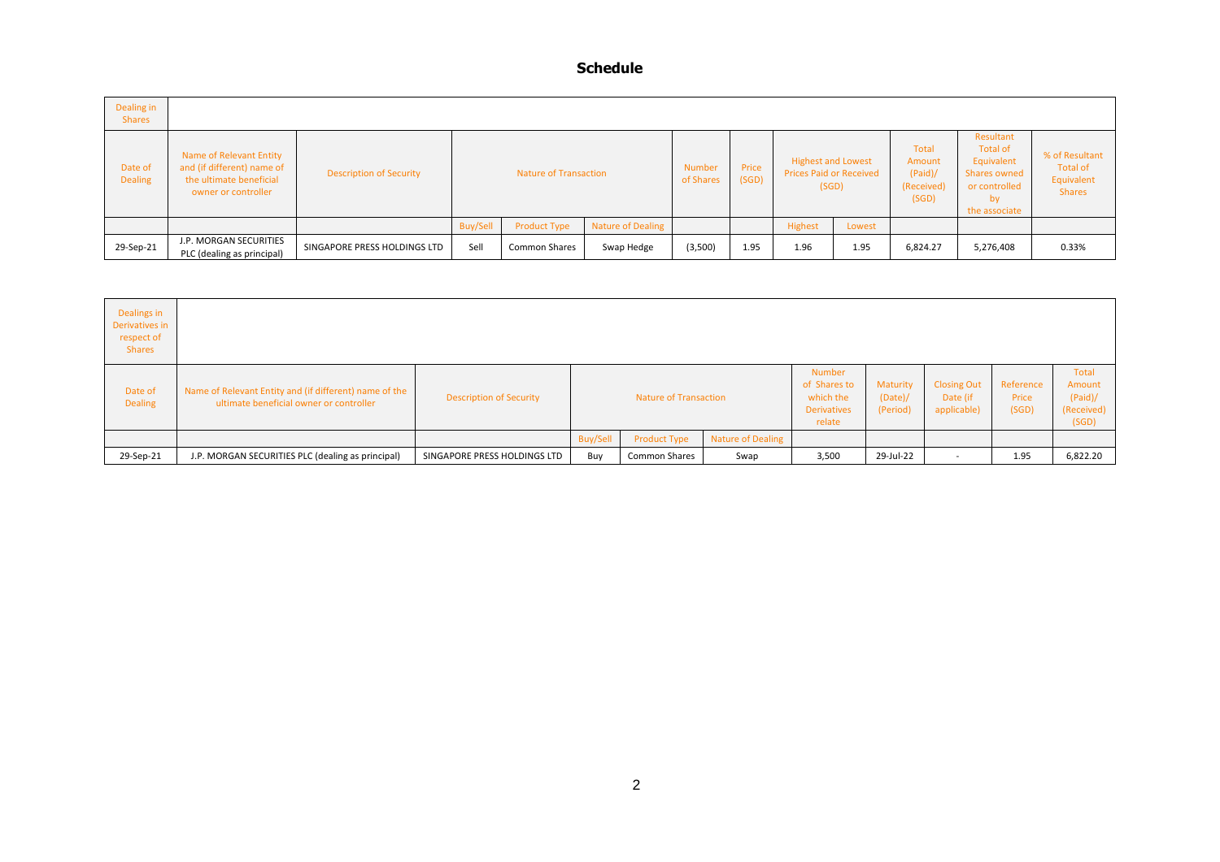# Schedule

| Dealing in Shares | | | | | | | | | | | | | |
|---|---|---|---|---|---|---|---|---|---|---|---|---|---|
| Date of Dealing | Name of Relevant Entity and (if different) name of the ultimate beneficial owner or controller | Description of Security | Nature of Transaction | | | Number of Shares | Price (SGD) | Highest and Lowest Prices Paid or Received (SGD) | | Total Amount (Paid)/ (Received) (SGD) | Resultant Total of Equivalent Shares owned or controlled by the associate | % of Resultant Total of Equivalent Shares |
| | | | Buy/Sell | Product Type | Nature of Dealing | | | Highest | Lowest | | | |
| 29-Sep-21 | J.P. MORGAN SECURITIES PLC (dealing as principal) | SINGAPORE PRESS HOLDINGS LTD | Sell | Common Shares | Swap Hedge | (3,500) | 1.95 | 1.96 | 1.95 | 6,824.27 | 5,276,408 | 0.33% |

| Dealings in Derivatives in respect of Shares | | | | | | | | | | |
|---|---|---|---|---|---|---|---|---|---|---|
| Date of Dealing | Name of Relevant Entity and (if different) name of the ultimate beneficial owner or controller | Description of Security | Nature of Transaction | | | Number of Shares to which the Derivatives relate | Maturity (Date)/ (Period) | Closing Out Date (if applicable) | Reference Price (SGD) | Total Amount (Paid)/ (Received) (SGD) |
| | | | Buy/Sell | Product Type | Nature of Dealing | | | | | |
| 29-Sep-21 | J.P. MORGAN SECURITIES PLC (dealing as principal) | SINGAPORE PRESS HOLDINGS LTD | Buy | Common Shares | Swap | 3,500 | 29-Jul-22 | - | 1.95 | 6,822.20 |